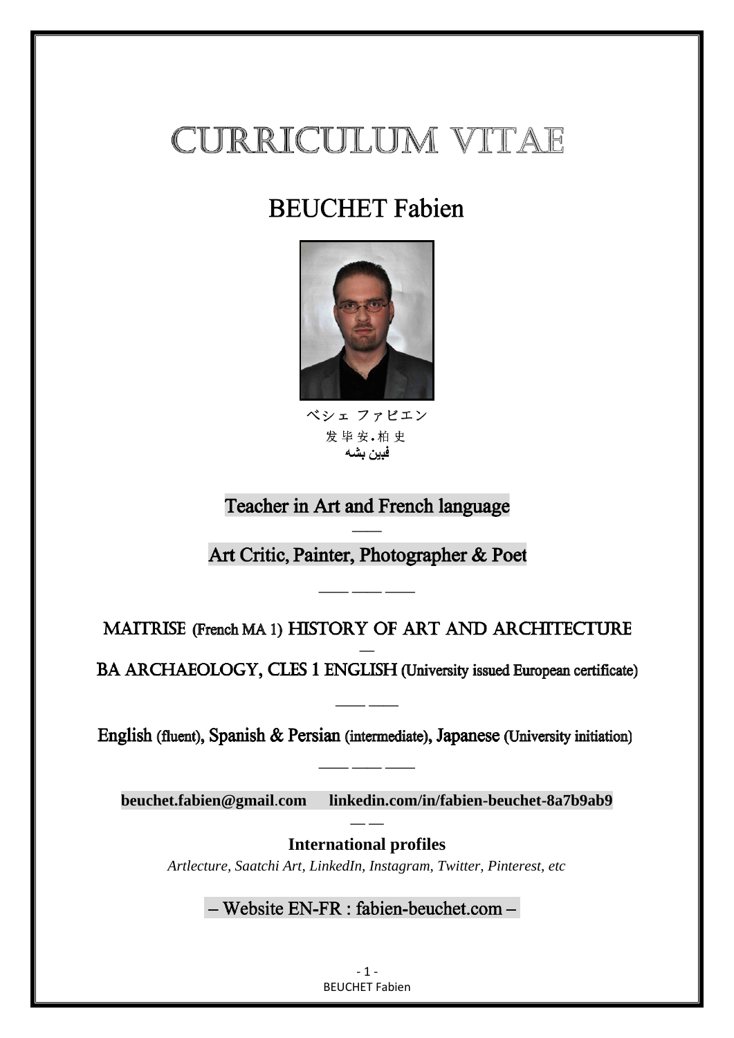# CURRICULUM VITAE

## BEUCHET Fabien

ベシェ ファビエン
发毕安.柏史
فبین بشه

**Teacher in Art and French language**

—

**Art Critic, Painter, Photographer & Poet**

— — —

**MAITRISE** (French MA 1) **HISTORY OF ART AND ARCHITECTURE**

—

**BA ARCHAEOLOGY, CLES 1 ENGLISH** (University issued European certificate)

— —

**English** (fluent), **Spanish & Persian** (intermediate), **Japanese** (University initiation)

— — —

**beuchet.fabien@gmail.com** **linkedin.com/in/fabien-beuchet-8a7b9ab9**

— —

**International profiles**

*Artlecture, Saatchi Art, LinkedIn, Instagram, Twitter, Pinterest, etc*

– Website EN-FR : fabien-beuchet.com –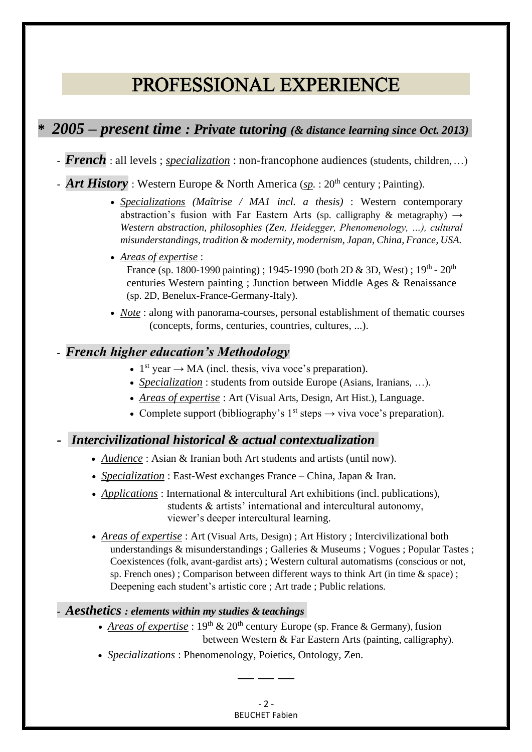# PROFESSIONAL EXPERIENCE

## * *2005 – present time : Private tutoring (& distance learning since Oct. 2013)*

- ***French*** : all levels ; *specialization* : non-francophone audiences (students, children, …)
- ***Art History*** : Western Europe & North America (*sp.* : 20th century ; Painting).
    - *Specializations (Maîtrise / MA1 incl. a thesis)* : Western contemporary abstraction's fusion with Far Eastern Arts (sp. calligraphy & metagraphy) → *Western abstraction, philosophies (Zen, Heidegger, Phenomenology, …), cultural misunderstandings, tradition & modernity, modernism, Japan, China, France, USA.*
    - *Areas of expertise* :
      France (sp. 1800-1990 painting) ; 1945-1990 (both 2D & 3D, West) ; 19th - 20th centuries Western painting ; Junction between Middle Ages & Renaissance (sp. 2D, Benelux-France-Germany-Italy).
    - *Note* : along with panorama-courses, personal establishment of thematic courses (concepts, forms, centuries, countries, cultures, ...).

### - *French higher education's Methodology*

- 1st year → MA (incl. thesis, viva voce's preparation).
- *Specialization* : students from outside Europe (Asians, Iranians, …).
- *Areas of expertise* : Art (Visual Arts, Design, Art Hist.), Language.
- Complete support (bibliography's 1st steps → viva voce's preparation).

### - *Intercivilizational historical & actual contextualization*

- *Audience* : Asian & Iranian both Art students and artists (until now).
- *Specialization* : East-West exchanges France – China, Japan & Iran.
- *Applications* : International & intercultural Art exhibitions (incl. publications), students & artists' international and intercultural autonomy, viewer's deeper intercultural learning.
- *Areas of expertise* : Art (Visual Arts, Design) ; Art History ; Intercivilizational both understandings & misunderstandings ; Galleries & Museums ; Vogues ; Popular Tastes ; Coexistences (folk, avant-gardist arts) ; Western cultural automatisms (conscious or not, sp. French ones) ; Comparison between different ways to think Art (in time & space) ; Deepening each student's artistic core ; Art trade ; Public relations.

### - *Aesthetics : elements within my studies & teachings*

- *Areas of expertise* : 19th & 20th century Europe (sp. France & Germany), fusion between Western & Far Eastern Arts (painting, calligraphy).
- *Specializations* : Phenomenology, Poietics, Ontology, Zen.

— — —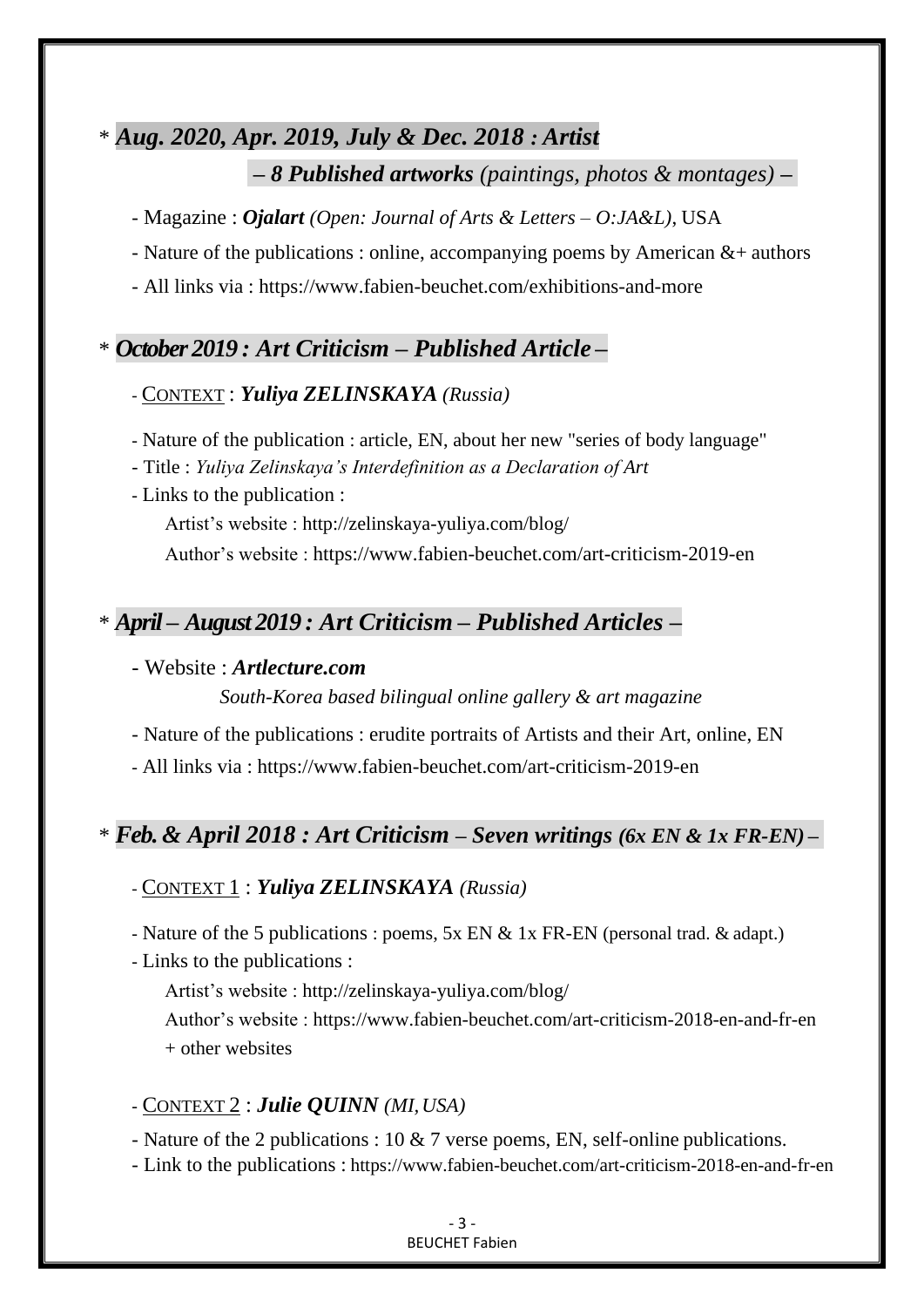\* ***Aug. 2020, Apr. 2019, July & Dec. 2018 : Artist***

***– 8 Published artworks** (paintings, photos & montages) –*

- Magazine : ***Ojalart*** *(Open: Journal of Arts & Letters – O:JA&L)*, USA
- Nature of the publications : online, accompanying poems by American &+ authors
- All links via : https://www.fabien-beuchet.com/exhibitions-and-more

\* ***October 2019 : Art Criticism – Published Article –***

- CONTEXT : ***Yuliya ZELINSKAYA*** *(Russia)*
- Nature of the publication : article, EN, about her new "series of body language"
- Title : *Yuliya Zelinskaya's Interdefinition as a Declaration of Art*
- Links to the publication :

  Artist's website : http://zelinskaya-yuliya.com/blog/

  Author's website : https://www.fabien-beuchet.com/art-criticism-2019-en

\* ***April – August 2019 : Art Criticism – Published Articles –***

- Website : ***Artlecture.com***

  *South-Korea based bilingual online gallery & art magazine*
- Nature of the publications : erudite portraits of Artists and their Art, online, EN
- All links via : https://www.fabien-beuchet.com/art-criticism-2019-en

\* ***Feb. & April 2018 : Art Criticism – Seven writings (6x EN & 1x FR-EN) –***

- CONTEXT 1 : ***Yuliya ZELINSKAYA*** *(Russia)*
- Nature of the 5 publications : poems, 5x EN & 1x FR-EN (personal trad. & adapt.)
- Links to the publications :

  Artist's website : http://zelinskaya-yuliya.com/blog/

  Author's website : https://www.fabien-beuchet.com/art-criticism-2018-en-and-fr-en

  \+ other websites

- CONTEXT 2 : ***Julie QUINN*** *(MI, USA)*
- Nature of the 2 publications : 10 & 7 verse poems, EN, self-online publications.
- Link to the publications : https://www.fabien-beuchet.com/art-criticism-2018-en-and-fr-en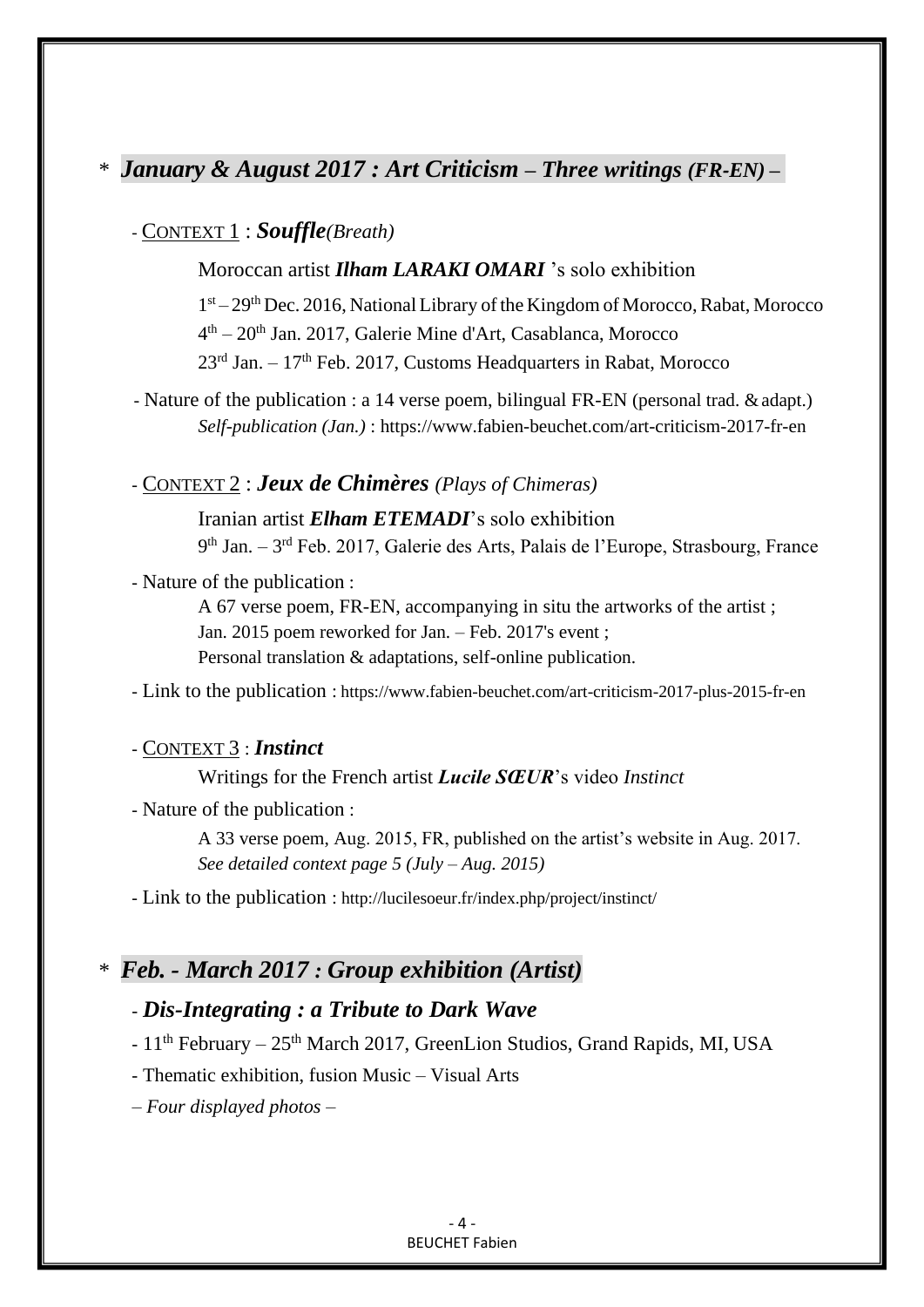## * *January & August 2017 : Art Criticism – Three writings (FR-EN) –*

- CONTEXT 1 : ***Souffle****(Breath)*

Moroccan artist ***Ilham LARAKI OMARI*** 's solo exhibition

1st – 29th Dec. 2016, National Library of the Kingdom of Morocco, Rabat, Morocco

4th – 20th Jan. 2017, Galerie Mine d'Art, Casablanca, Morocco

23rd Jan. – 17th Feb. 2017, Customs Headquarters in Rabat, Morocco

- Nature of the publication : a 14 verse poem, bilingual FR-EN (personal trad. & adapt.)
  *Self-publication (Jan.)* : https://www.fabien-beuchet.com/art-criticism-2017-fr-en

- CONTEXT 2 : ***Jeux de Chimères*** *(Plays of Chimeras)*

Iranian artist ***Elham ETEMADI***'s solo exhibition

9th Jan. – 3rd Feb. 2017, Galerie des Arts, Palais de l'Europe, Strasbourg, France

- Nature of the publication :
  A 67 verse poem, FR-EN, accompanying in situ the artworks of the artist ;
  Jan. 2015 poem reworked for Jan. – Feb. 2017's event ;
  Personal translation & adaptations, self-online publication.

- Link to the publication : https://www.fabien-beuchet.com/art-criticism-2017-plus-2015-fr-en

- CONTEXT 3 : ***Instinct***

Writings for the French artist ***Lucile SŒUR***'s video *Instinct*

- Nature of the publication :
  A 33 verse poem, Aug. 2015, FR, published on the artist's website in Aug. 2017.
  *See detailed context page 5 (July – Aug. 2015)*

- Link to the publication : http://lucilesoeur.fr/index.php/project/instinct/

## * *Feb. - March 2017 : Group exhibition (Artist)*

### - *Dis-Integrating : a Tribute to Dark Wave*

- 11th February – 25th March 2017, GreenLion Studios, Grand Rapids, MI, USA
- Thematic exhibition, fusion Music – Visual Arts

*– Four displayed photos –*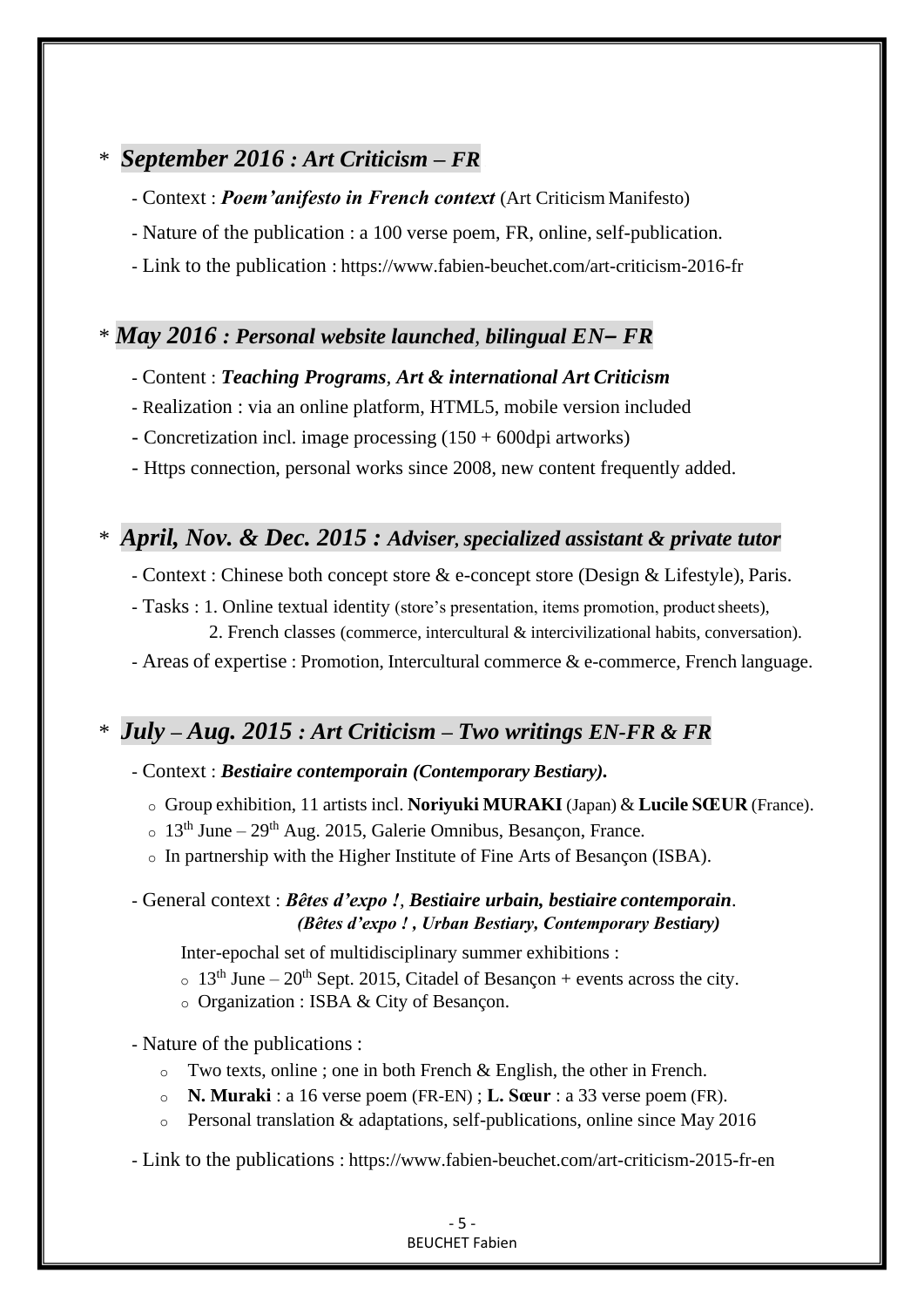\* ***September 2016 : Art Criticism – FR***

- Context : ***Poem'anifesto in French context*** (Art Criticism Manifesto)
- Nature of the publication : a 100 verse poem, FR, online, self-publication.
- Link to the publication : https://www.fabien-beuchet.com/art-criticism-2016-fr

\* ***May 2016 : Personal website launched, bilingual EN– FR***

- Content : ***Teaching Programs, Art & international Art Criticism***
- Realization : via an online platform, HTML5, mobile version included
- Concretization incl. image processing (150 + 600dpi artworks)
- Https connection, personal works since 2008, new content frequently added.

\* ***April, Nov. & Dec. 2015 : Adviser, specialized assistant & private tutor***

- Context : Chinese both concept store & e-concept store (Design & Lifestyle), Paris.
- Tasks : 1. Online textual identity (store's presentation, items promotion, product sheets),
  2. French classes (commerce, intercultural & intercivilizational habits, conversation).
- Areas of expertise : Promotion, Intercultural commerce & e-commerce, French language.

\* ***July – Aug. 2015 : Art Criticism – Two writings EN-FR & FR***

- Context : ***Bestiaire contemporain (Contemporary Bestiary).***
  - Group exhibition, 11 artists incl. **Noriyuki MURAKI** (Japan) & **Lucile SŒUR** (France).
  - 13th June – 29th Aug. 2015, Galerie Omnibus, Besançon, France.
  - In partnership with the Higher Institute of Fine Arts of Besançon (ISBA).
- General context : ***Bêtes d'expo !, Bestiaire urbain, bestiaire contemporain.***
  ***(Bêtes d'expo ! , Urban Bestiary, Contemporary Bestiary)***

  Inter-epochal set of multidisciplinary summer exhibitions :
  - 13th June – 20th Sept. 2015, Citadel of Besançon + events across the city.
  - Organization : ISBA & City of Besançon.
- Nature of the publications :
  - Two texts, online ; one in both French & English, the other in French.
  - **N. Muraki** : a 16 verse poem (FR-EN) ; **L. Sœur** : a 33 verse poem (FR).
  - Personal translation & adaptations, self-publications, online since May 2016
- Link to the publications : https://www.fabien-beuchet.com/art-criticism-2015-fr-en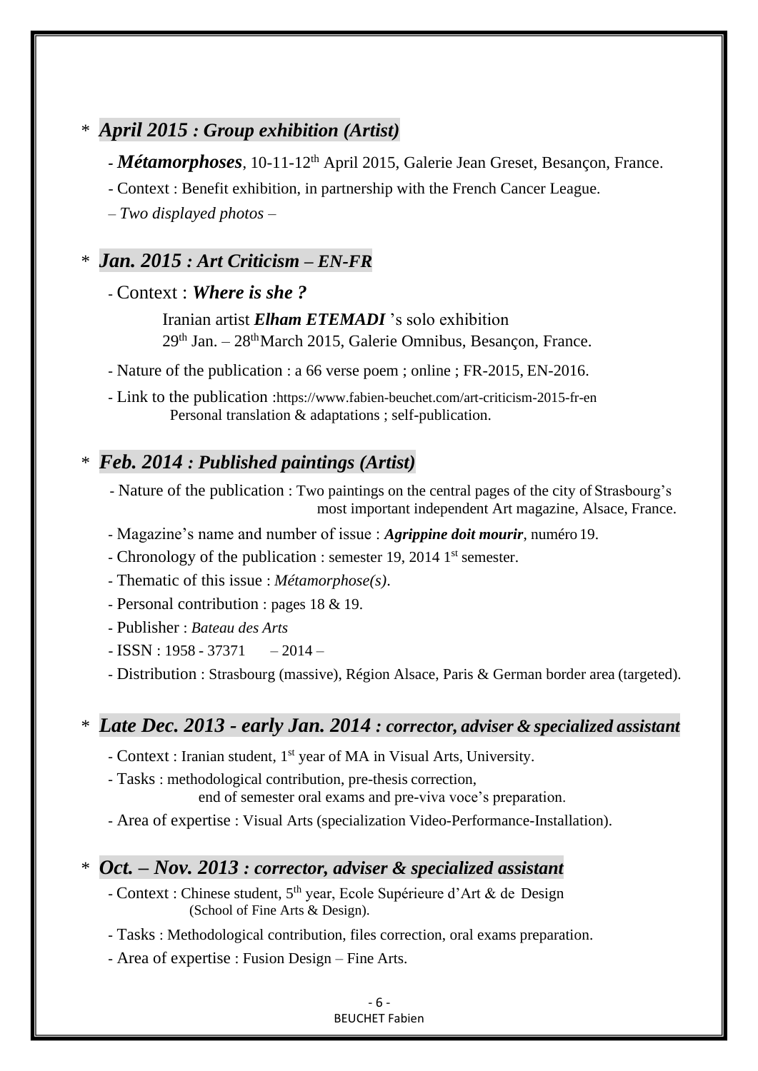* ***April 2015 : Group exhibition (Artist)***

  - ***Métamorphoses***, 10-11-12th April 2015, Galerie Jean Greset, Besançon, France.
  - Context : Benefit exhibition, in partnership with the French Cancer League.
  – *Two displayed photos* –

* ***Jan. 2015 : Art Criticism – EN-FR***

  - Context : ***Where is she ?***

    Iranian artist ***Elham ETEMADI*** 's solo exhibition
    29th Jan. – 28th March 2015, Galerie Omnibus, Besançon, France.

  - Nature of the publication : a 66 verse poem ; online ; FR-2015, EN-2016.
  - Link to the publication :https://www.fabien-beuchet.com/art-criticism-2015-fr-en
    Personal translation & adaptations ; self-publication.

* ***Feb. 2014 : Published paintings (Artist)***

  - Nature of the publication : Two paintings on the central pages of the city of Strasbourg's most important independent Art magazine, Alsace, France.
  - Magazine's name and number of issue : ***Agrippine doit mourir***, numéro 19.
  - Chronology of the publication : semester 19, 2014 1st semester.
  - Thematic of this issue : *Métamorphose(s)*.
  - Personal contribution : pages 18 & 19.
  - Publisher : *Bateau des Arts*
  - ISSN : 1958 - 37371 – 2014 –
  - Distribution : Strasbourg (massive), Région Alsace, Paris & German border area (targeted).

* ***Late Dec. 2013 - early Jan. 2014 : corrector, adviser & specialized assistant***

  - Context : Iranian student, 1st year of MA in Visual Arts, University.
  - Tasks : methodological contribution, pre-thesis correction,
    end of semester oral exams and pre-viva voce's preparation.
  - Area of expertise : Visual Arts (specialization Video-Performance-Installation).

* ***Oct. – Nov. 2013 : corrector, adviser & specialized assistant***

  - Context : Chinese student, 5th year, Ecole Supérieure d'Art & de Design
    (School of Fine Arts & Design).
  - Tasks : Methodological contribution, files correction, oral exams preparation.
  - Area of expertise : Fusion Design – Fine Arts.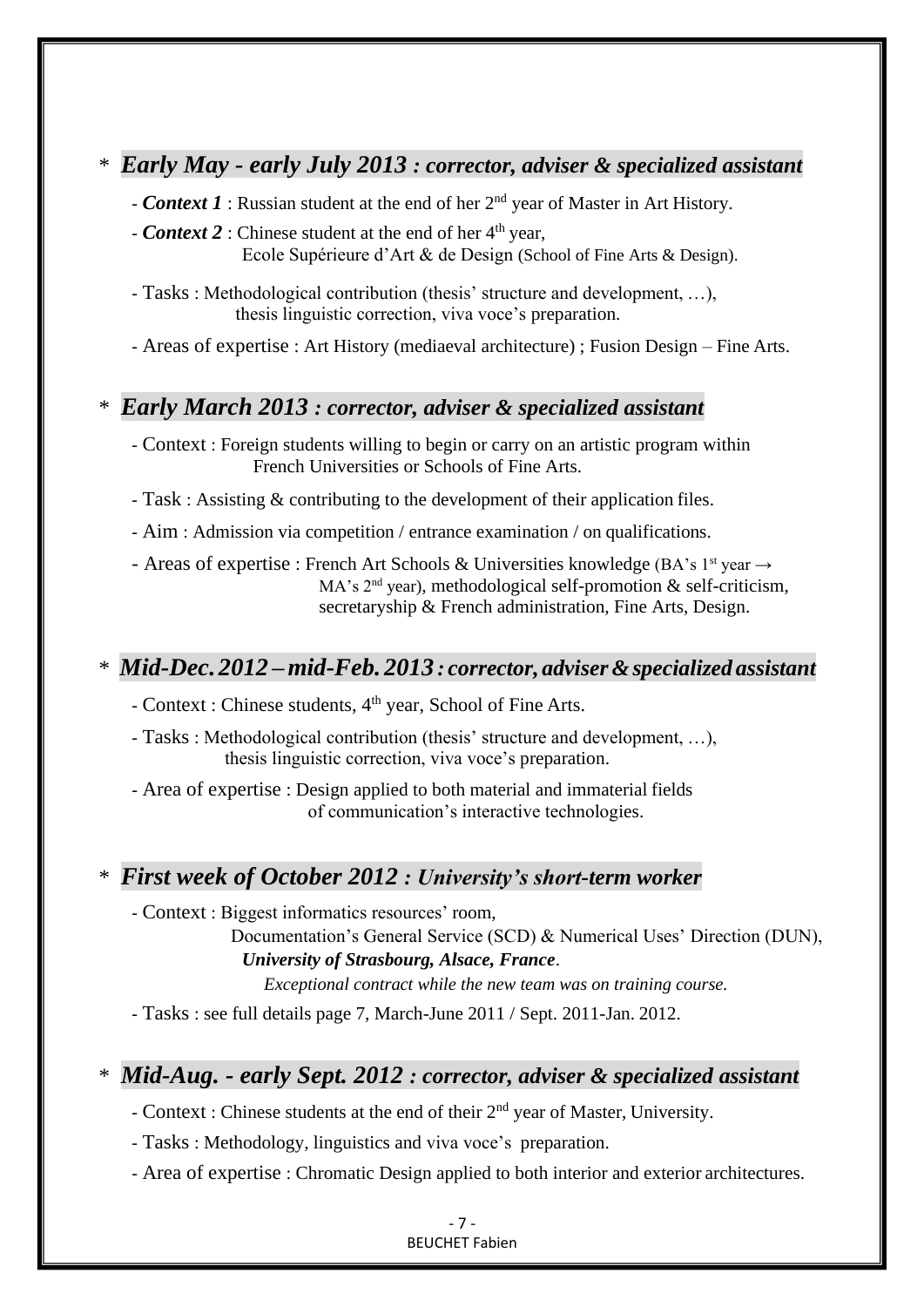## * *Early May - early July 2013 : corrector, adviser & specialized assistant*

- ***Context 1*** : Russian student at the end of her 2nd year of Master in Art History.
- ***Context 2*** : Chinese student at the end of her 4th year, Ecole Supérieure d'Art & de Design (School of Fine Arts & Design).
- Tasks : Methodological contribution (thesis' structure and development, …), thesis linguistic correction, viva voce's preparation.
- Areas of expertise : Art History (mediaeval architecture) ; Fusion Design – Fine Arts.

## * *Early March 2013 : corrector, adviser & specialized assistant*

- Context : Foreign students willing to begin or carry on an artistic program within French Universities or Schools of Fine Arts.
- Task : Assisting & contributing to the development of their application files.
- Aim : Admission via competition / entrance examination / on qualifications.
- Areas of expertise : French Art Schools & Universities knowledge (BA's 1st year → MA's 2nd year), methodological self-promotion & self-criticism, secretaryship & French administration, Fine Arts, Design.

## * *Mid-Dec. 2012 – mid-Feb. 2013 : corrector, adviser & specialized assistant*

- Context : Chinese students, 4th year, School of Fine Arts.
- Tasks : Methodological contribution (thesis' structure and development, …), thesis linguistic correction, viva voce's preparation.
- Area of expertise : Design applied to both material and immaterial fields of communication's interactive technologies.

## * *First week of October 2012 : University's short-term worker*

- Context : Biggest informatics resources' room, Documentation's General Service (SCD) & Numerical Uses' Direction (DUN), ***University of Strasbourg, Alsace, France***.
  *Exceptional contract while the new team was on training course.*
- Tasks : see full details page 7, March-June 2011 / Sept. 2011-Jan. 2012.

## * *Mid-Aug. - early Sept. 2012 : corrector, adviser & specialized assistant*

- Context : Chinese students at the end of their 2nd year of Master, University.
- Tasks : Methodology, linguistics and viva voce's preparation.
- Area of expertise : Chromatic Design applied to both interior and exterior architectures.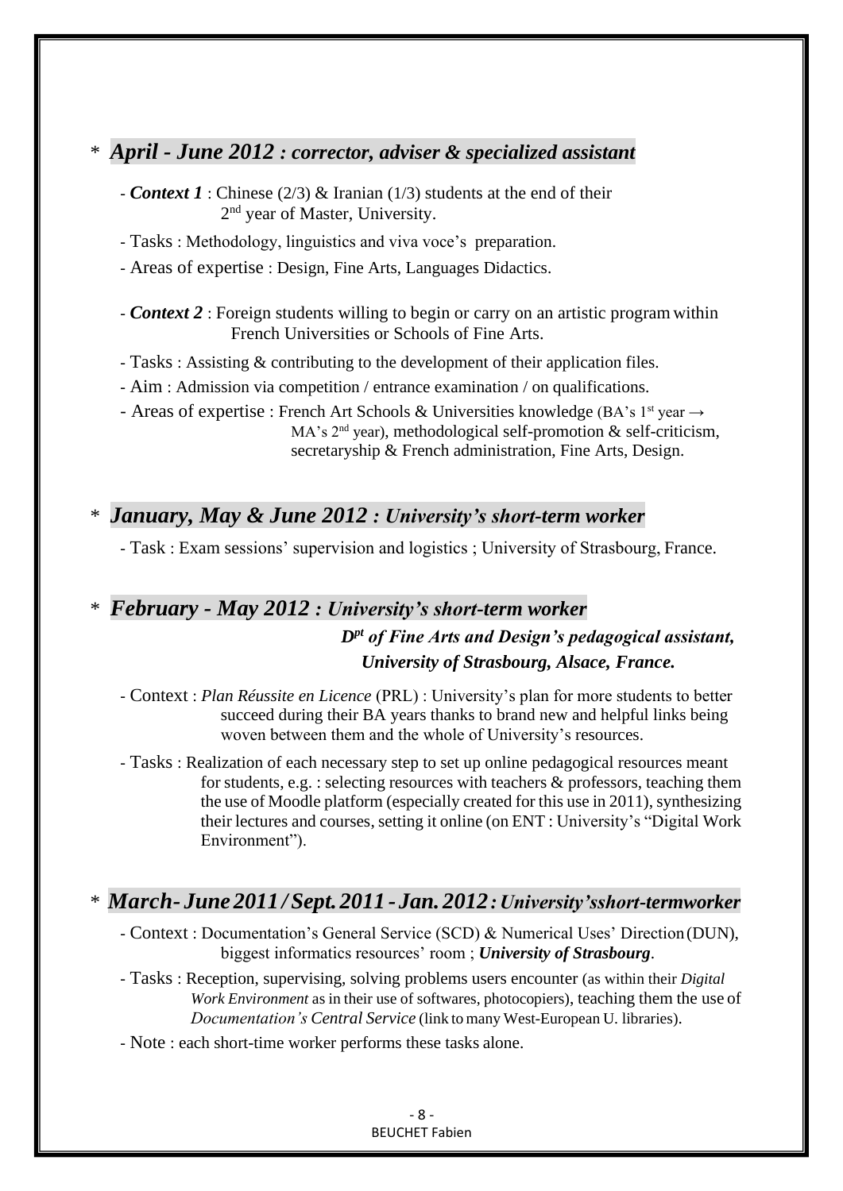## \* *April - June 2012 : corrector, adviser & specialized assistant*

- ***Context 1*** : Chinese (2/3) & Iranian (1/3) students at the end of their 2nd year of Master, University.
- Tasks : Methodology, linguistics and viva voce's preparation.
- Areas of expertise : Design, Fine Arts, Languages Didactics.

- ***Context 2*** : Foreign students willing to begin or carry on an artistic program within French Universities or Schools of Fine Arts.
- Tasks : Assisting & contributing to the development of their application files.
- Aim : Admission via competition / entrance examination / on qualifications.
- Areas of expertise : French Art Schools & Universities knowledge (BA's 1st year → MA's 2nd year), methodological self-promotion & self-criticism, secretaryship & French administration, Fine Arts, Design.

## \* *January, May & June 2012 : University's short-term worker*

- Task : Exam sessions' supervision and logistics ; University of Strasbourg, France.

## \* *February - May 2012 : University's short-term worker*

***Dpt of Fine Arts and Design's pedagogical assistant, University of Strasbourg, Alsace, France.***

- Context : *Plan Réussite en Licence* (PRL) : University's plan for more students to better succeed during their BA years thanks to brand new and helpful links being woven between them and the whole of University's resources.
- Tasks : Realization of each necessary step to set up online pedagogical resources meant for students, e.g. : selecting resources with teachers & professors, teaching them the use of Moodle platform (especially created for this use in 2011), synthesizing their lectures and courses, setting it online (on ENT : University's "Digital Work Environment").

## \* *March- June 2011 / Sept. 2011 - Jan. 2012 : University's short-term worker*

- Context : Documentation's General Service (SCD) & Numerical Uses' Direction (DUN), biggest informatics resources' room ; ***University of Strasbourg***.
- Tasks : Reception, supervising, solving problems users encounter (as within their *Digital Work Environment* as in their use of softwares, photocopiers), teaching them the use of *Documentation's Central Service* (link to many West-European U. libraries).
- Note : each short-time worker performs these tasks alone.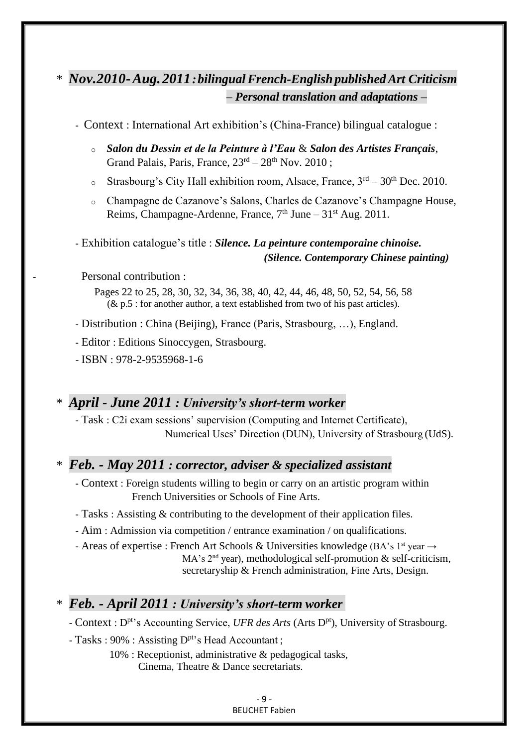\* ***Nov.2010- Aug. 2011 : bilingual French-English published Art Criticism***
***– Personal translation and adaptations –***

- Context : International Art exhibition's (China-France) bilingual catalogue :
  - ***Salon du Dessin et de la Peinture à l'Eau*** & ***Salon des Artistes Français***, Grand Palais, Paris, France, 23rd – 28th Nov. 2010 ;
  - Strasbourg's City Hall exhibition room, Alsace, France, 3rd – 30th Dec. 2010.
  - Champagne de Cazanove's Salons, Charles de Cazanove's Champagne House, Reims, Champagne-Ardenne, France, 7th June – 31st Aug. 2011.

- Exhibition catalogue's title : ***Silence. La peinture contemporaine chinoise.***
  ***(Silence. Contemporary Chinese painting)***

- Personal contribution :
  Pages 22 to 25, 28, 30, 32, 34, 36, 38, 40, 42, 44, 46, 48, 50, 52, 54, 56, 58
  (& p.5 : for another author, a text established from two of his past articles).

- Distribution : China (Beijing), France (Paris, Strasbourg, …), England.
- Editor : Editions Sinoccygen, Strasbourg.
- ISBN : 978-2-9535968-1-6

\* ***April - June 2011 : University's short-term worker***

- Task : C2i exam sessions' supervision (Computing and Internet Certificate), Numerical Uses' Direction (DUN), University of Strasbourg (UdS).

\* ***Feb. - May 2011 : corrector, adviser & specialized assistant***

- Context : Foreign students willing to begin or carry on an artistic program within French Universities or Schools of Fine Arts.
- Tasks : Assisting & contributing to the development of their application files.
- Aim : Admission via competition / entrance examination / on qualifications.
- Areas of expertise : French Art Schools & Universities knowledge (BA's 1st year → MA's 2nd year), methodological self-promotion & self-criticism, secretaryship & French administration, Fine Arts, Design.

\* ***Feb. - April 2011 : University's short-term worker***

- Context : Dpt's Accounting Service, *UFR des Arts* (Arts Dpt), University of Strasbourg.
- Tasks : 90% : Assisting Dpt's Head Accountant ;
  10% : Receptionist, administrative & pedagogical tasks, Cinema, Theatre & Dance secretariats.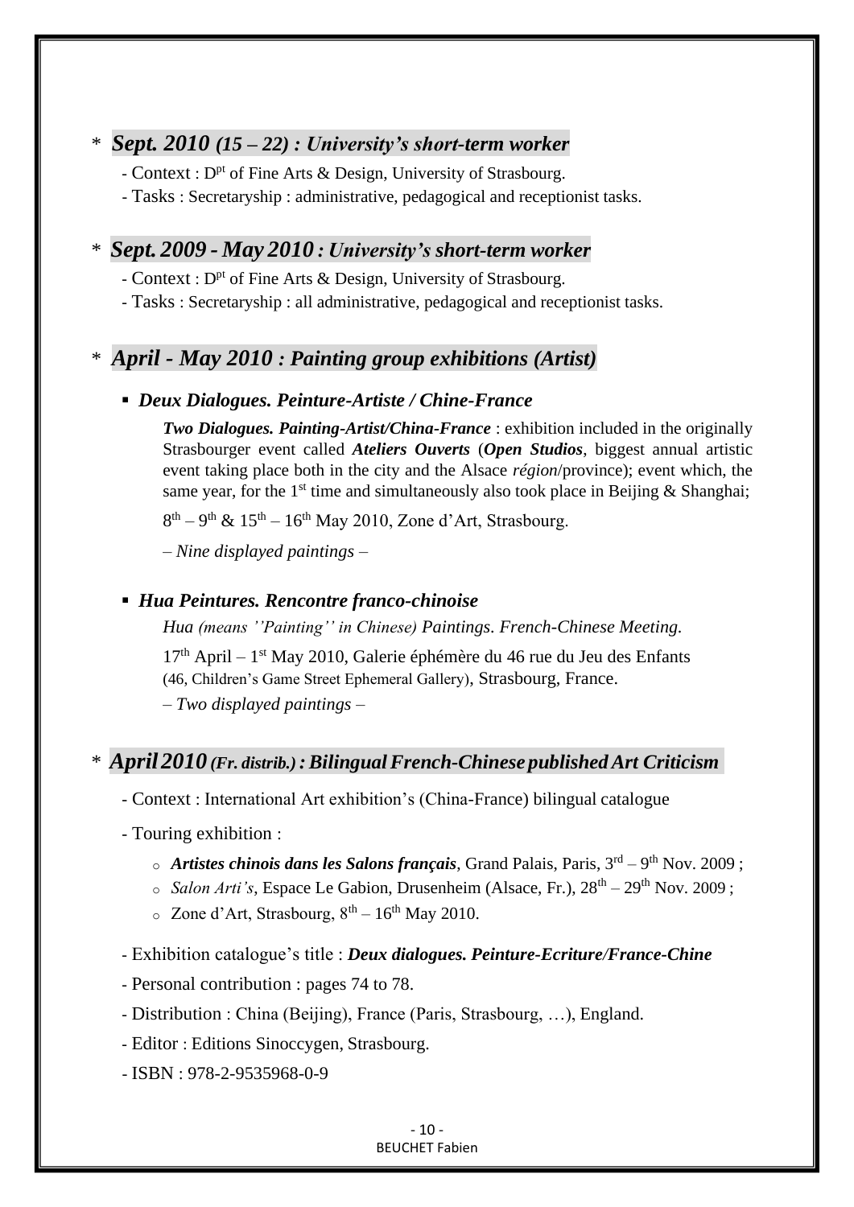## * *Sept. 2010 (15 – 22) : University's short-term worker*

- Context : Dpt of Fine Arts & Design, University of Strasbourg.
- Tasks : Secretaryship : administrative, pedagogical and receptionist tasks.

## * *Sept. 2009 - May 2010 : University's short-term worker*

- Context : Dpt of Fine Arts & Design, University of Strasbourg.
- Tasks : Secretaryship : all administrative, pedagogical and receptionist tasks.

## * *April - May 2010 : Painting group exhibitions (Artist)*

- ***Deux Dialogues. Peinture-Artiste / Chine-France***

  ***Two Dialogues. Painting-Artist/China-France*** : exhibition included in the originally Strasbourger event called ***Ateliers Ouverts*** (***Open Studios***, biggest annual artistic event taking place both in the city and the Alsace *région*/province); event which, the same year, for the 1st time and simultaneously also took place in Beijing & Shanghai;

  8th – 9th & 15th – 16th May 2010, Zone d'Art, Strasbourg.

  – *Nine displayed paintings* –

- ***Hua Peintures. Rencontre franco-chinoise***

  *Hua (means ''Painting'' in Chinese) Paintings. French-Chinese Meeting.*

  17th April – 1st May 2010, Galerie éphémère du 46 rue du Jeu des Enfants (46, Children's Game Street Ephemeral Gallery), Strasbourg, France.

  – *Two displayed paintings* –

## * *April 2010 (Fr. distrib.) : Bilingual French-Chinese published Art Criticism*

- Context : International Art exhibition's (China-France) bilingual catalogue
- Touring exhibition :
  - ***Artistes chinois dans les Salons français***, Grand Palais, Paris, 3rd – 9th Nov. 2009 ;
  - *Salon Arti's*, Espace Le Gabion, Drusenheim (Alsace, Fr.), 28th – 29th Nov. 2009 ;
  - Zone d'Art, Strasbourg, 8th – 16th May 2010.
- Exhibition catalogue's title : ***Deux dialogues. Peinture-Ecriture/France-Chine***
- Personal contribution : pages 74 to 78.
- Distribution : China (Beijing), France (Paris, Strasbourg, …), England.
- Editor : Editions Sinoccygen, Strasbourg.
- ISBN : 978-2-9535968-0-9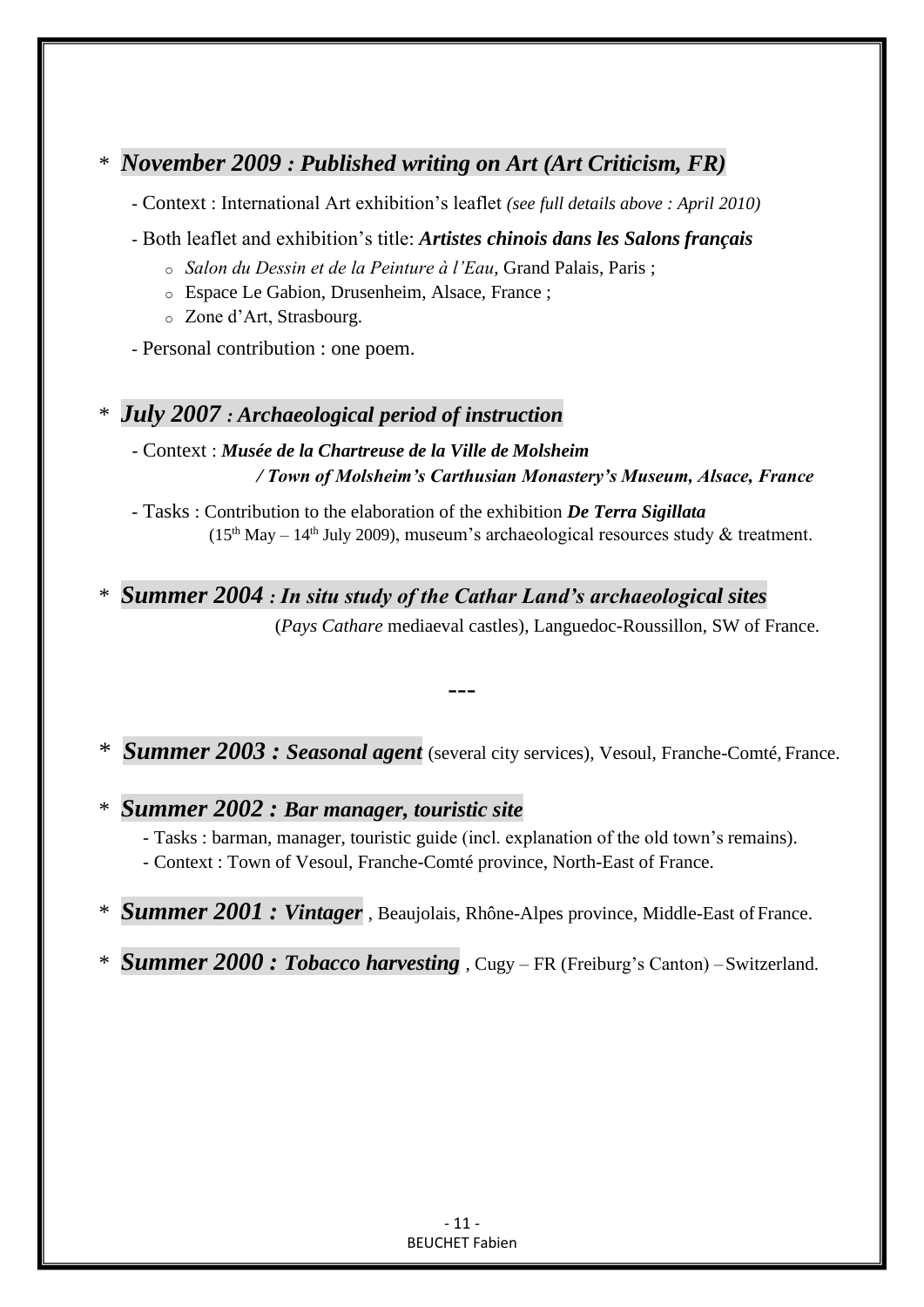\* ***November 2009 : Published writing on Art (Art Criticism, FR)***

- Context : International Art exhibition's leaflet *(see full details above : April 2010)*
- Both leaflet and exhibition's title: ***Artistes chinois dans les Salons français***
  - *Salon du Dessin et de la Peinture à l'Eau*, Grand Palais, Paris ;
  - Espace Le Gabion, Drusenheim, Alsace, France ;
  - Zone d'Art, Strasbourg.
- Personal contribution : one poem.

\* ***July 2007 : Archaeological period of instruction***

- Context : ***Musée de la Chartreuse de la Ville de Molsheim / Town of Molsheim's Carthusian Monastery's Museum, Alsace, France***
- Tasks : Contribution to the elaboration of the exhibition ***De Terra Sigillata*** (15th May – 14th July 2009), museum's archaeological resources study & treatment.

\* ***Summer 2004 : In situ study of the Cathar Land's archaeological sites*** (*Pays Cathare* mediaeval castles), Languedoc-Roussillon, SW of France.

---

\* ***Summer 2003 : Seasonal agent*** (several city services), Vesoul, Franche-Comté, France.

\* ***Summer 2002 : Bar manager, touristic site***

- Tasks : barman, manager, touristic guide (incl. explanation of the old town's remains).
- Context : Town of Vesoul, Franche-Comté province, North-East of France.

\* ***Summer 2001 : Vintager*** , Beaujolais, Rhône-Alpes province, Middle-East of France.

\* ***Summer 2000 : Tobacco harvesting*** , Cugy – FR (Freiburg's Canton) – Switzerland.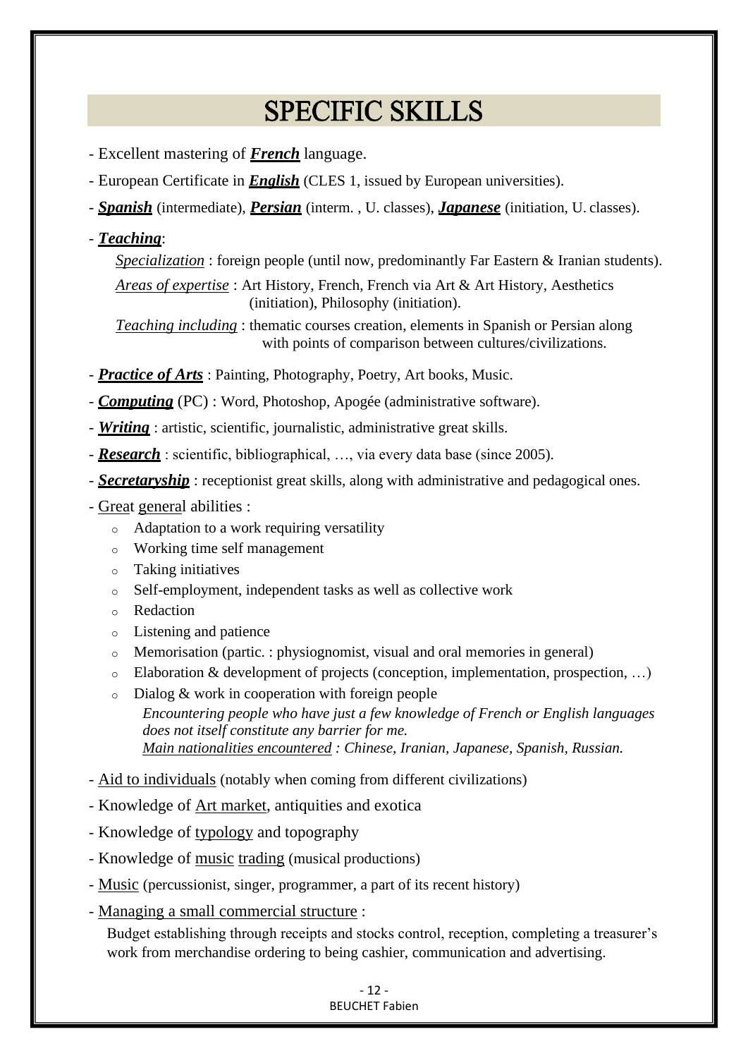# SPECIFIC SKILLS

- Excellent mastering of ***French*** language.
- European Certificate in ***English*** (CLES 1, issued by European universities).
- ***Spanish*** (intermediate), ***Persian*** (interm. , U. classes), ***Japanese*** (initiation, U. classes).
- ***Teaching***:

  *Specialization* : foreign people (until now, predominantly Far Eastern & Iranian students).

  *Areas of expertise* : Art History, French, French via Art & Art History, Aesthetics (initiation), Philosophy (initiation).

  *Teaching including* : thematic courses creation, elements in Spanish or Persian along with points of comparison between cultures/civilizations.

- ***Practice of Arts*** : Painting, Photography, Poetry, Art books, Music.
- ***Computing*** (PC) : Word, Photoshop, Apogée (administrative software).
- ***Writing*** : artistic, scientific, journalistic, administrative great skills.
- ***Research*** : scientific, bibliographical, …, via every data base (since 2005).
- ***Secretaryship*** : receptionist great skills, along with administrative and pedagogical ones.
- Great general abilities :
  - Adaptation to a work requiring versatility
  - Working time self management
  - Taking initiatives
  - Self-employment, independent tasks as well as collective work
  - Redaction
  - Listening and patience
  - Memorisation (partic. : physiognomist, visual and oral memories in general)
  - Elaboration & development of projects (conception, implementation, prospection, …)
  - Dialog & work in cooperation with foreign people

    *Encountering people who have just a few knowledge of French or English languages does not itself constitute any barrier for me.*

    *Main nationalities encountered : Chinese, Iranian, Japanese, Spanish, Russian.*

- Aid to individuals (notably when coming from different civilizations)
- Knowledge of Art market, antiquities and exotica
- Knowledge of typology and topography
- Knowledge of music trading (musical productions)
- Music (percussionist, singer, programmer, a part of its recent history)
- Managing a small commercial structure :

  Budget establishing through receipts and stocks control, reception, completing a treasurer's work from merchandise ordering to being cashier, communication and advertising.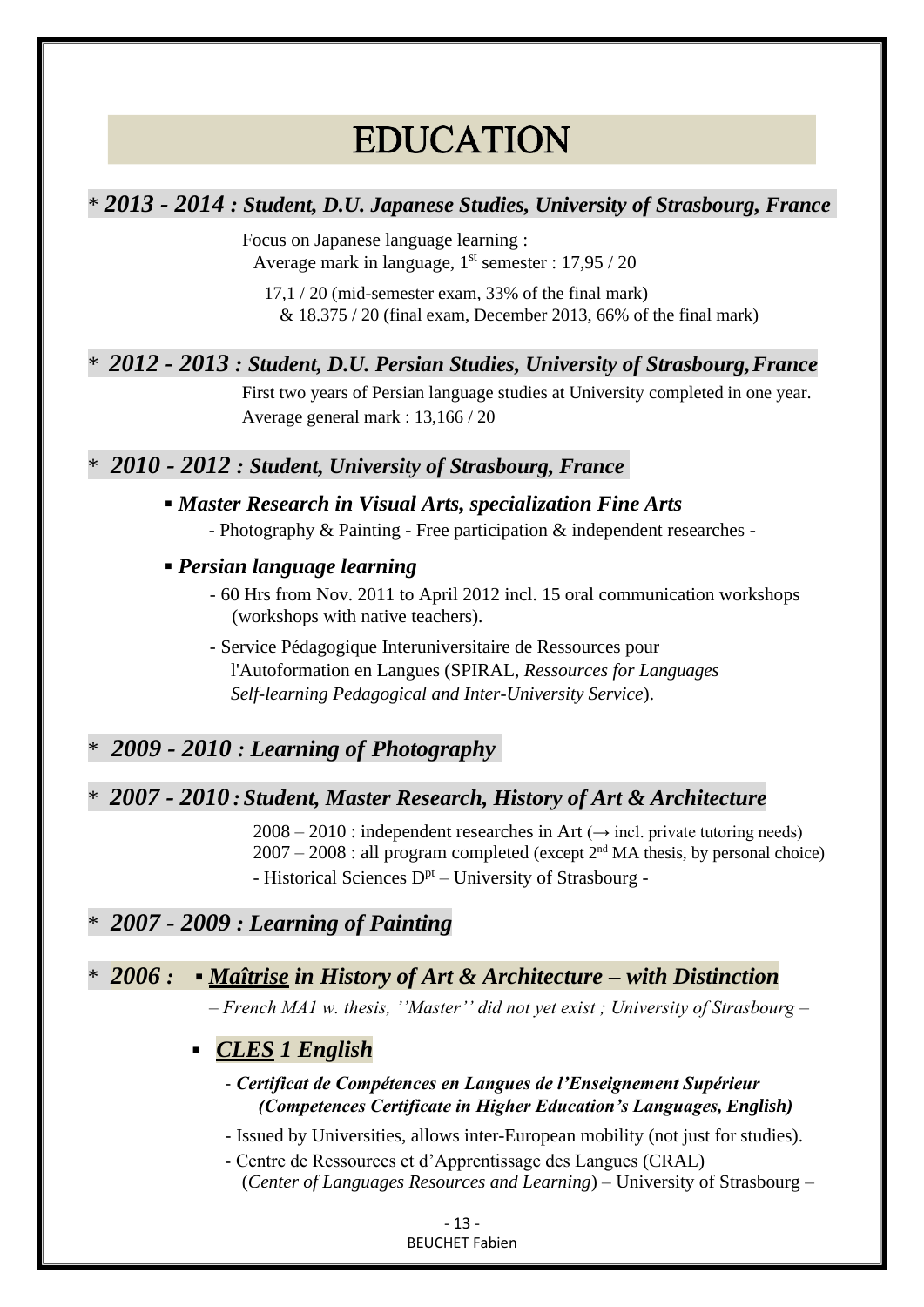# EDUCATION

### * *2013 - 2014 : Student, D.U. Japanese Studies, University of Strasbourg, France*

Focus on Japanese language learning :
Average mark in language, 1st semester : 17,95 / 20

17,1 / 20 (mid-semester exam, 33% of the final mark)
& 18.375 / 20 (final exam, December 2013, 66% of the final mark)

### * *2012 - 2013 : Student, D.U. Persian Studies, University of Strasbourg, France*

First two years of Persian language studies at University completed in one year.
Average general mark : 13,166 / 20

### * *2010 - 2012 : Student, University of Strasbourg, France*

- ***Master Research in Visual Arts, specialization Fine Arts***
  - Photography & Painting - Free participation & independent researches -
- ***Persian language learning***
  - 60 Hrs from Nov. 2011 to April 2012 incl. 15 oral communication workshops (workshops with native teachers).
  - Service Pédagogique Interuniversitaire de Ressources pour l'Autoformation en Langues (SPIRAL, *Ressources for Languages Self-learning Pedagogical and Inter-University Service*).

### * *2009 - 2010 : Learning of Photography*

### * *2007 - 2010 : Student, Master Research, History of Art & Architecture*

2008 – 2010 : independent researches in Art (→ incl. private tutoring needs)
2007 – 2008 : all program completed (except 2nd MA thesis, by personal choice)
- Historical Sciences Dpt – University of Strasbourg -

### * *2007 - 2009 : Learning of Painting*

### * *2006 :* ▪ ***Maîtrise in History of Art & Architecture – with Distinction***

*– French MA1 w. thesis, ''Master'' did not yet exist ; University of Strasbourg –*

- ***CLES 1 English***
  - ***Certificat de Compétences en Langues de l'Enseignement Supérieur (Competences Certificate in Higher Education's Languages, English)***
  - Issued by Universities, allows inter-European mobility (not just for studies).
  - Centre de Ressources et d'Apprentissage des Langues (CRAL) (*Center of Languages Resources and Learning*) – University of Strasbourg –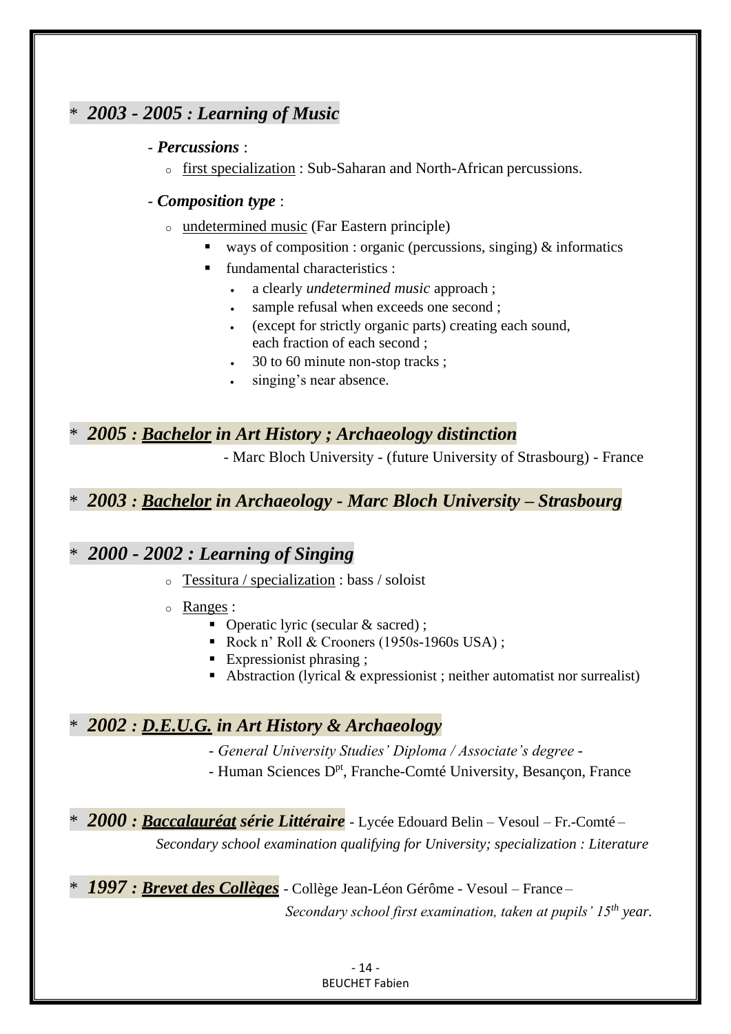## * *2003 - 2005 : Learning of Music*

- ***Percussions*** :
  - first specialization : Sub-Saharan and North-African percussions.
- ***Composition type*** :
  - undetermined music (Far Eastern principle)
    - ways of composition : organic (percussions, singing) & informatics
    - fundamental characteristics :
      - a clearly *undetermined music* approach ;
      - sample refusal when exceeds one second ;
      - (except for strictly organic parts) creating each sound, each fraction of each second ;
      - 30 to 60 minute non-stop tracks ;
      - singing's near absence.

## * *2005 : __Bachelor__ in Art History ; Archaeology distinction*

- Marc Bloch University - (future University of Strasbourg) - France

## * *2003 : __Bachelor__ in Archaeology - Marc Bloch University – Strasbourg*

## * *2000 - 2002 : Learning of Singing*

- Tessitura / specialization : bass / soloist
- Ranges :
  - Operatic lyric (secular & sacred) ;
  - Rock n' Roll & Crooners (1950s-1960s USA) ;
  - Expressionist phrasing ;
  - Abstraction (lyrical & expressionist ; neither automatist nor surrealist)

## * *2002 : __D.E.U.G.__ in Art History & Archaeology*

- *General University Studies' Diploma / Associate's degree* -

- Human Sciences D$^{pt}$, Franche-Comté University, Besançon, France

**\* *2000 : __Baccalauréat__ série Littéraire*** - Lycée Edouard Belin – Vesoul – Fr.-Comté –

*Secondary school examination qualifying for University; specialization : Literature*

**\* *1997 : __Brevet des Collèges__*** - Collège Jean-Léon Gérôme - Vesoul – France –

*Secondary school first examination, taken at pupils' 15$^{th}$ year.*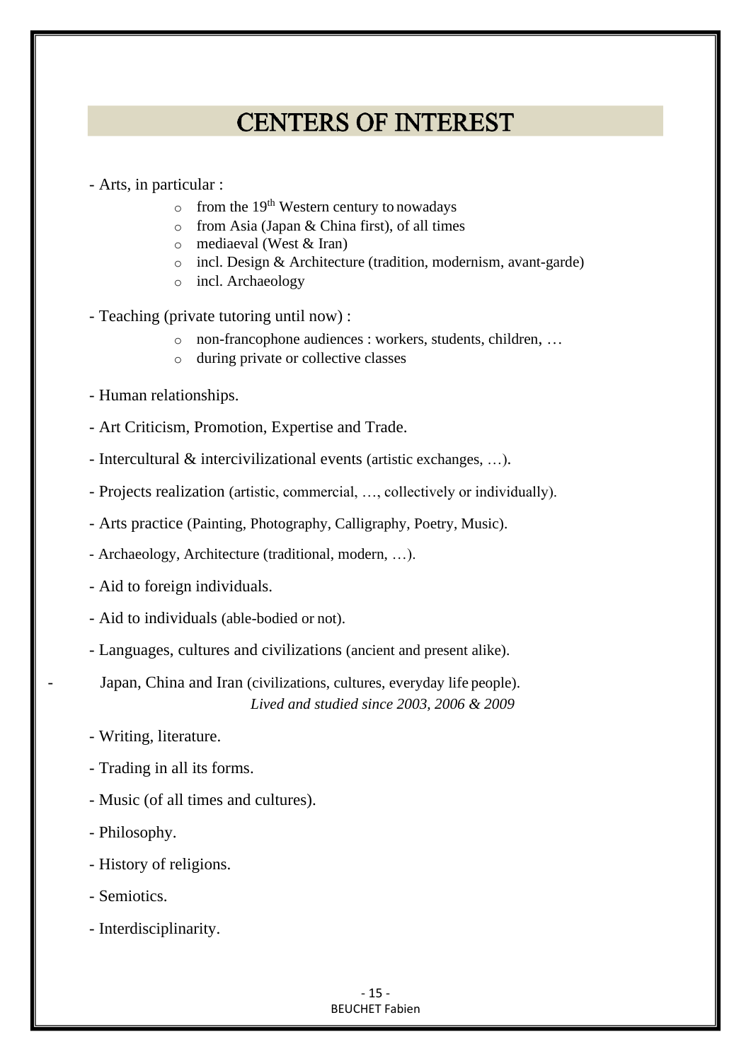# CENTERS OF INTEREST

- Arts, in particular :
  - from the 19th Western century to nowadays
  - from Asia (Japan & China first), of all times
  - mediaeval (West & Iran)
  - incl. Design & Architecture (tradition, modernism, avant-garde)
  - incl. Archaeology

- Teaching (private tutoring until now) :
  - non-francophone audiences : workers, students, children, …
  - during private or collective classes

- Human relationships.

- Art Criticism, Promotion, Expertise and Trade.

- Intercultural & intercivilizational events (artistic exchanges, …).

- Projects realization (artistic, commercial, …, collectively or individually).

- Arts practice (Painting, Photography, Calligraphy, Poetry, Music).

- Archaeology, Architecture (traditional, modern, …).

- Aid to foreign individuals.

- Aid to individuals (able-bodied or not).

- Languages, cultures and civilizations (ancient and present alike).

- Japan, China and Iran (civilizations, cultures, everyday life people).
  *Lived and studied since 2003, 2006 & 2009*

- Writing, literature.

- Trading in all its forms.

- Music (of all times and cultures).

- Philosophy.

- History of religions.

- Semiotics.

- Interdisciplinarity.